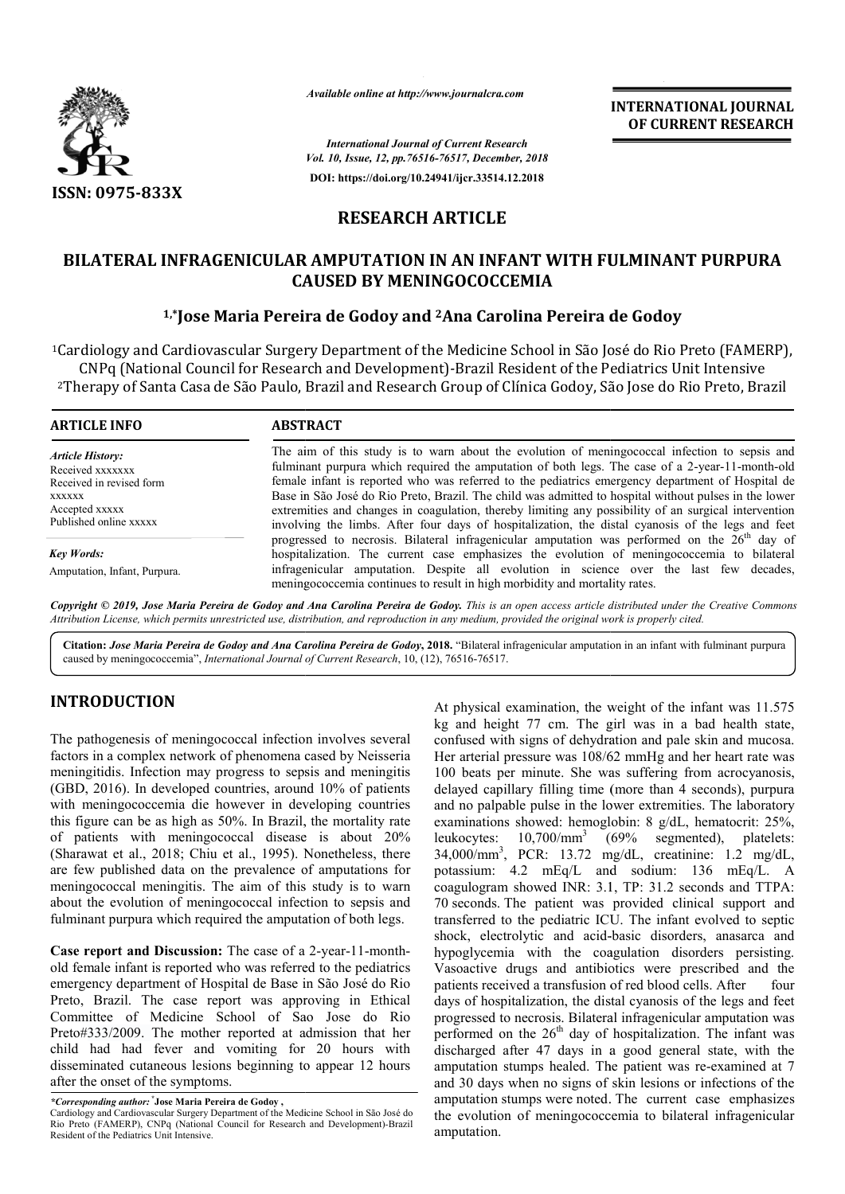ISSN: 0975-833X

Available online at http://www.journalcra.com

International Journal of Current Research
Vol. 10, Issue, 12, pp.76516-76517, December, 2018

DOI: https://doi.org/10.24941/ijcr.33514.12.2018

**INTERNATIONAL JOURNAL OF CURRENT RESEARCH**

## RESEARCH ARTICLE

# BILATERAL INFRAGENICULAR AMPUTATION IN AN INFANT WITH FULMINANT PURPURA CAUSED BY MENINGOCOCCEMIA

**[1,*]Jose Maria Pereira de Godoy and [2]Ana Carolina Pereira de Godoy**

[1]Cardiology and Cardiovascular Surgery Department of the Medicine School in São José do Rio Preto (FAMERP), CNPq (National Council for Research and Development)-Brazil Resident of the Pediatrics Unit Intensive
[2]Therapy of Santa Casa de São Paulo, Brazil and Research Group of Clínica Godoy, São Jose do Rio Preto, Brazil

**ARTICLE INFO**

*Article History:*
Received xxxxxxx
Received in revised form xxxxxx
Accepted xxxxx
Published online xxxxx

*Key Words:*
Amputation, Infant, Purpura.

**ABSTRACT**

The aim of this study is to warn about the evolution of meningococcal infection to sepsis and fulminant purpura which required the amputation of both legs. The case of a 2-year-11-month-old female infant is reported who was referred to the pediatrics emergency department of Hospital de Base in São José do Rio Preto, Brazil. The child was admitted to hospital without pulses in the lower extremities and changes in coagulation, thereby limiting any possibility of an surgical intervention involving the limbs. After four days of hospitalization, the distal cyanosis of the legs and feet progressed to necrosis. Bilateral infragenicular amputation was performed on the 26[th] day of hospitalization. The current case emphasizes the evolution of meningococcemia to bilateral infragenicular amputation. Despite all evolution in science over the last few decades, meningococcemia continues to result in high morbidity and mortality rates.

*Copyright © 2019, Jose Maria Pereira de Godoy and Ana Carolina Pereira de Godoy. This is an open access article distributed under the Creative Commons Attribution License, which permits unrestricted use, distribution, and reproduction in any medium, provided the original work is properly cited.*

**Citation:** *Jose Maria Pereira de Godoy and Ana Carolina Pereira de Godoy*, **2018.** "Bilateral infragenicular amputation in an infant with fulminant purpura caused by meningococcemia", *International Journal of Current Research*, 10, (12), 76516-76517.

## INTRODUCTION

The pathogenesis of meningococcal infection involves several factors in a complex network of phenomena cased by Neisseria meningitidis. Infection may progress to sepsis and meningitis (GBD, 2016). In developed countries, around 10% of patients with meningococcemia die however in developing countries this figure can be as high as 50%. In Brazil, the mortality rate of patients with meningococcal disease is about 20% (Sharawat et al., 2018; Chiu et al., 1995). Nonetheless, there are few published data on the prevalence of amputations for meningococcal meningitis. The aim of this study is to warn about the evolution of meningococcal infection to sepsis and fulminant purpura which required the amputation of both legs.

**Case report and Discussion:** The case of a 2-year-11-month-old female infant is reported who was referred to the pediatrics emergency department of Hospital de Base in São José do Rio Preto, Brazil. The case report was approving in Ethical Committee of Medicine School of Sao Jose do Rio Preto#333/2009. The mother reported at admission that her child had had fever and vomiting for 20 hours with disseminated cutaneous lesions beginning to appear 12 hours after the onset of the symptoms.

At physical examination, the weight of the infant was 11.575 kg and height 77 cm. The girl was in a bad health state, confused with signs of dehydration and pale skin and mucosa. Her arterial pressure was 108/62 mmHg and her heart rate was 100 beats per minute. She was suffering from acrocyanosis, delayed capillary filling time (more than 4 seconds), purpura and no palpable pulse in the lower extremities. The laboratory examinations showed: hemoglobin: 8 g/dL, hematocrit: 25%, leukocytes: 10,700/mm$^3$ (69% segmented), platelets: 34,000/mm$^3$, PCR: 13.72 mg/dL, creatinine: 1.2 mg/dL, potassium: 4.2 mEq/L and sodium: 136 mEq/L. A coagulogram showed INR: 3.1, TP: 31.2 seconds and TTPA: 70 seconds. The patient was provided clinical support and transferred to the pediatric ICU. The infant evolved to septic shock, electrolytic and acid-basic disorders, anasarca and hypoglycemia with the coagulation disorders persisting. Vasoactive drugs and antibiotics were prescribed and the patients received a transfusion of red blood cells. After four days of hospitalization, the distal cyanosis of the legs and feet progressed to necrosis. Bilateral infragenicular amputation was performed on the 26[th] day of hospitalization. The infant was discharged after 47 days in a good general state, with the amputation stumps healed. The patient was re-examined at 7 and 30 days when no signs of skin lesions or infections of the amputation stumps were noted. The current case emphasizes the evolution of meningococcemia to bilateral infragenicular amputation.

*\*Corresponding author:* **Jose Maria Pereira de Godoy ,**
Cardiology and Cardiovascular Surgery Department of the Medicine School in São José do Rio Preto (FAMERP), CNPq (National Council for Research and Development)-Brazil Resident of the Pediatrics Unit Intensive.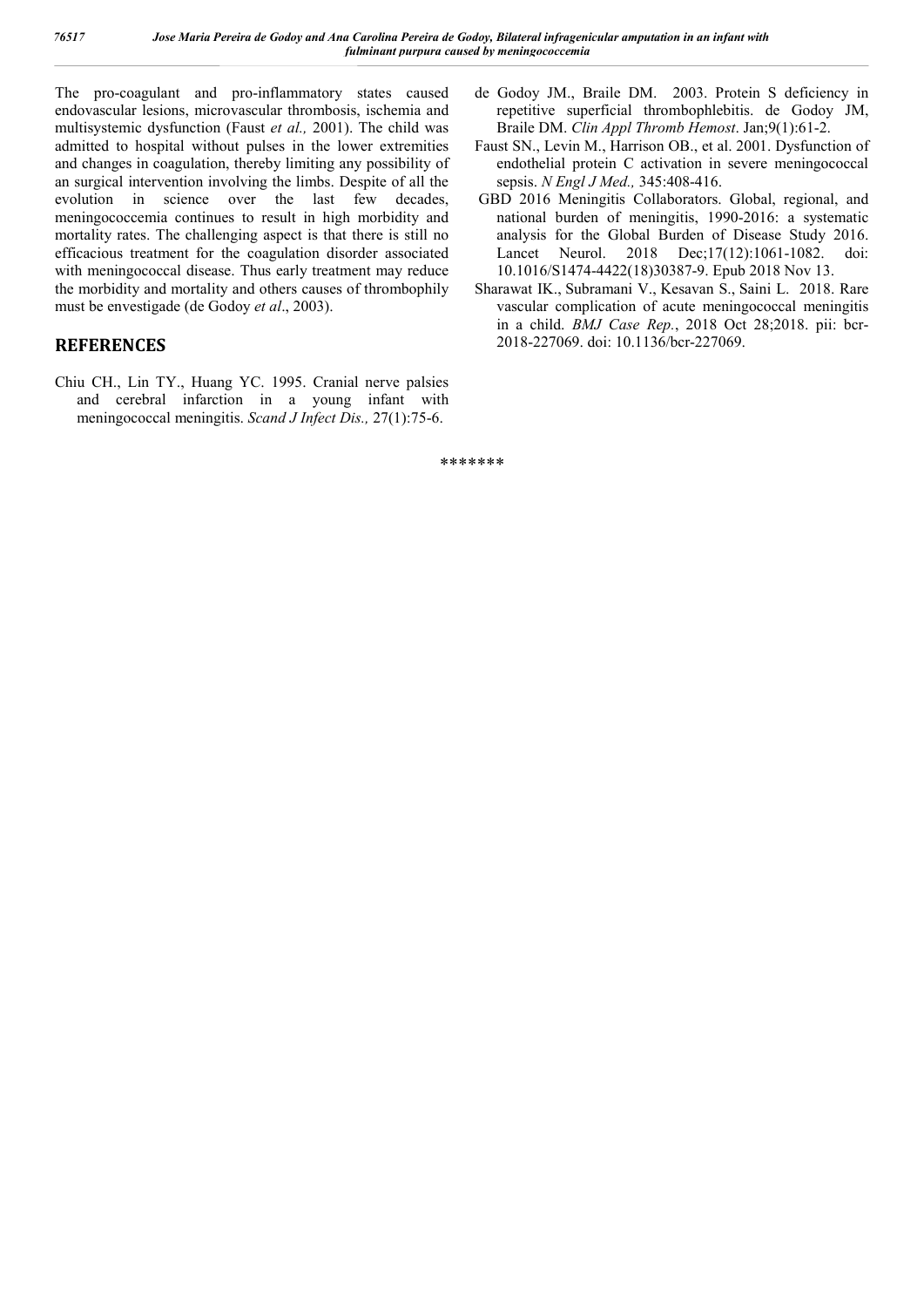The pro-coagulant and pro-inflammatory states caused endovascular lesions, microvascular thrombosis, ischemia and multisystemic dysfunction (Faust *et al.,* 2001). The child was admitted to hospital without pulses in the lower extremities and changes in coagulation, thereby limiting any possibility of an surgical intervention involving the limbs. Despite of all the evolution in science over the last few decades, meningococcemia continues to result in high morbidity and mortality rates. The challenging aspect is that there is still no efficacious treatment for the coagulation disorder associated with meningococcal disease. Thus early treatment may reduce the morbidity and mortality and others causes of thrombophily must be envestigade (de Godoy *et al*., 2003).

## REFERENCES

Chiu CH., Lin TY., Huang YC. 1995. Cranial nerve palsies and cerebral infarction in a young infant with meningococcal meningitis. *Scand J Infect Dis.,* 27(1):75-6.

de Godoy JM., Braile DM. 2003. Protein S deficiency in repetitive superficial thrombophlebitis. de Godoy JM, Braile DM. *Clin Appl Thromb Hemost*. Jan;9(1):61-2.

Faust SN., Levin M., Harrison OB., et al. 2001. Dysfunction of endothelial protein C activation in severe meningococcal sepsis. *N Engl J Med.,* 345:408-416.

GBD 2016 Meningitis Collaborators. Global, regional, and national burden of meningitis, 1990-2016: a systematic analysis for the Global Burden of Disease Study 2016. Lancet Neurol. 2018 Dec;17(12):1061-1082. doi: 10.1016/S1474-4422(18)30387-9. Epub 2018 Nov 13.

Sharawat IK., Subramani V., Kesavan S., Saini L. 2018. Rare vascular complication of acute meningococcal meningitis in a child. *BMJ Case Rep.*, 2018 Oct 28;2018. pii: bcr-2018-227069. doi: 10.1136/bcr-227069.

\*\*\*\*\*\*\*